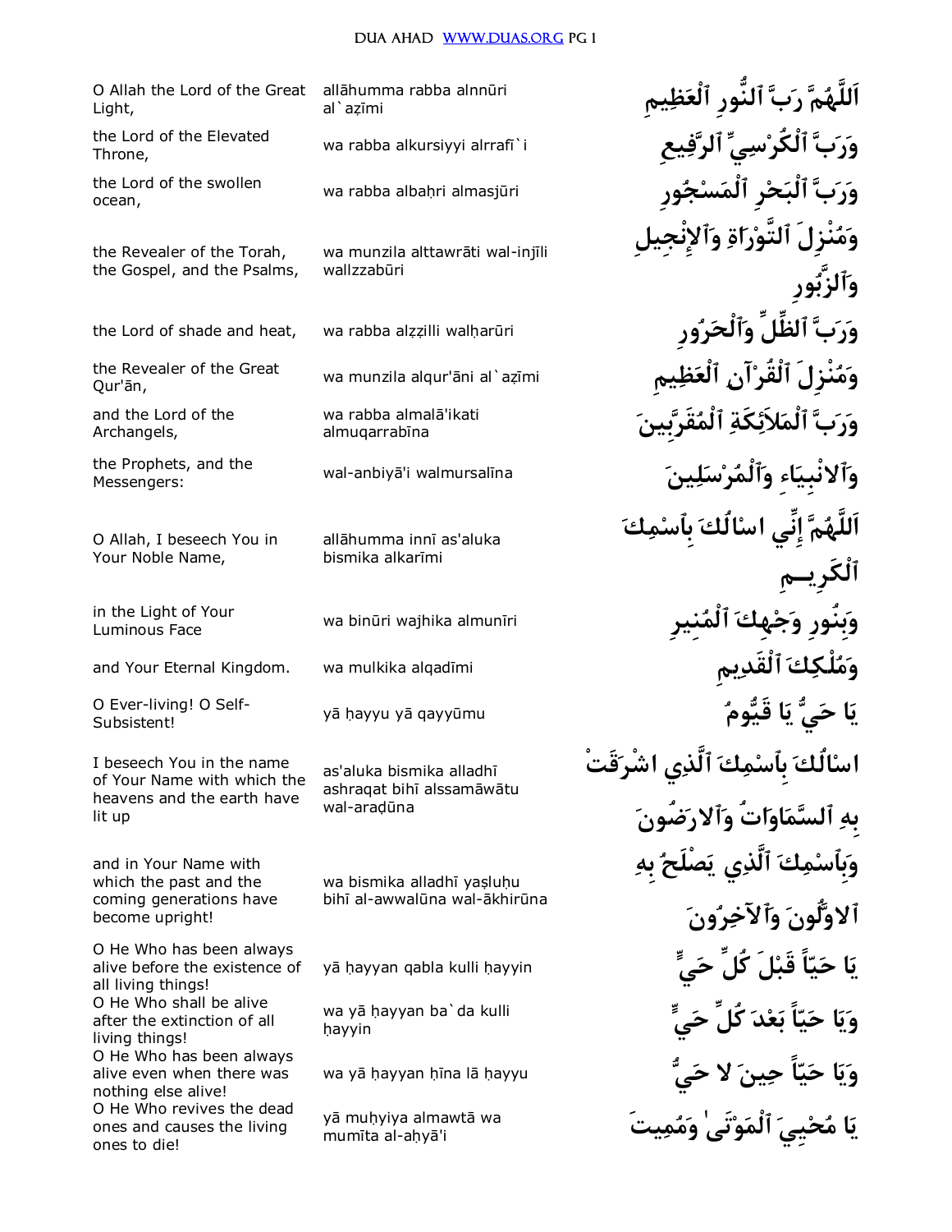| English | Transliteration | Arabic |
|---|---|---|
| O Allah the Lord of the Great Light, | allāhumma rabba alnnūri al`aẓīmi | اَللَّهُمَّ رَبَّ ٱلنُّورِ ٱلْعَظِيمِ |
| the Lord of the Elevated Throne, | wa rabba alkursiyyi alrrafī`i | وَرَبَّ ٱلْكُرْسِيِّ ٱلرَّفِيعِ |
| the Lord of the swollen ocean, | wa rabba albaḥri almasjūri | وَرَبَّ ٱلْبَحْرِ ٱلْمَسْجُورِ |
| the Revealer of the Torah, the Gospel, and the Psalms, | wa munzila alttawrāti wal-injīli wallzzabūri | وَمُنْزِلَ ٱلتَّوْرَاةِ وَٱلإِنْجِيلِ وَٱلزَّبُورِ |
| the Lord of shade and heat, | wa rabba alẓẓilli walḥarūri | وَرَبَّ ٱلظِّلِّ وَٱلْحَرُورِ |
| the Revealer of the Great Qur'ān, | wa munzila alqur'āni al`aẓīmi | وَمُنْزِلَ ٱلْقُرْآنِ ٱلْعَظِيمِ |
| and the Lord of the Archangels, | wa rabba almalā'ikati almuqarrabīna | وَرَبَّ ٱلْمَلاَئِكَةِ ٱلْمُقَرَّبِينَ |
| the Prophets, and the Messengers: | wal-anbiyā'i walmursalīna | وَٱلانْبِيَاءِ وَٱلْمُرْسَلِينَ |
| O Allah, I beseech You in Your Noble Name, | allāhumma innī as'aluka bismika alkarīmi | اَللَّهُمَّ إِنِّي اسْالُكَ بِٱسْمِكَ ٱلْكَرِيــمِ |
| in the Light of Your Luminous Face | wa binūri wajhika almunīri | وَبِنُورِ وَجْهِكَ ٱلْمُنِيرِ |
| and Your Eternal Kingdom. | wa mulkika alqadīmi | وَمُلْكِكَ ٱلْقَدِيمِ |
| O Ever-living! O Self-Subsistent! | yā ḥayyu yā qayyūmu | يَا حَيُّ يَا قَيُّومُ |
| I beseech You in the name of Your Name with which the heavens and the earth have lit up | as'aluka bismika alladhī ashraqat bihī alssamāwātu wal-araḍūna | اسْالُكَ بِٱسْمِكَ ٱلَّذِي اشْرَقَتْ بِهِ ٱلسَّمَاوَاتُ وَٱلارَضُونَ |
| and in Your Name with which the past and the coming generations have become upright! | wa bismika alladhī yaṣluḥu bihī al-awwalūna wal-ākhirūna | وَبِٱسْمِكَ ٱلَّذِي يَصْلَحُ بِهِ ٱلاوَّلُونَ وَٱلآخِرُونَ |
| O He Who has been always alive before the existence of all living things! | yā ḥayyan qabla kulli ḥayyin | يَا حَيّاً قَبْلَ كُلِّ حَيٍّ |
| O He Who shall be alive after the extinction of all living things! | wa yā ḥayyan ba`da kulli ḥayyin | وَيَا حَيّاً بَعْدَ كُلِّ حَيٍّ |
| O He Who has been always alive even when there was nothing else alive! | wa yā ḥayyan ḥīna lā ḥayyu | وَيَا حَيّاً حِينَ لا حَيُّ |
| O He Who revives the dead ones and causes the living ones to die! | yā muḥyiya almawtā wa mumīta al-aḥyā'i | يَا مُحْيِيَ ٱلْمَوْتَىٰ وَمُمِيتَ |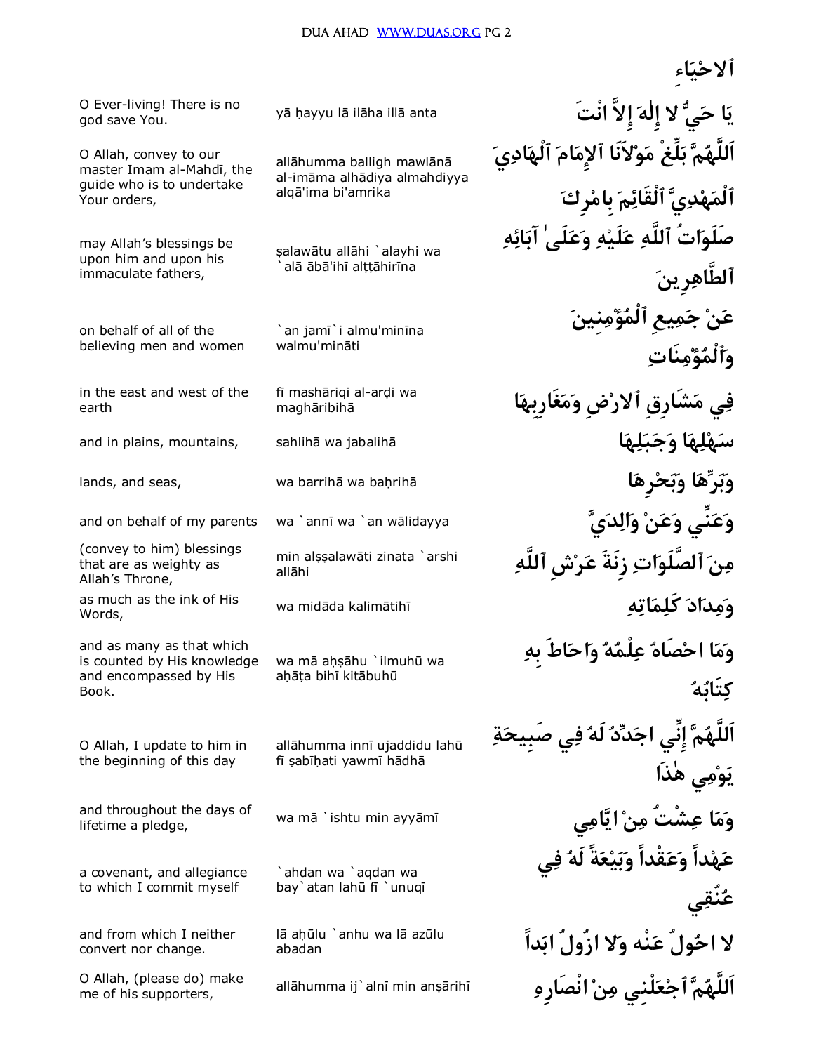ٱلاحْيَاءِ

| English | Transliteration | Arabic |
|---|---|---|
| O Ever-living! There is no god save You. | yā ḥayyu lā ilāha illā anta | يَا حَيُّ لا إِلٰهَ إِلاَّ انْتَ |
| O Allah, convey to our master Imam al-Mahdī, the guide who is to undertake Your orders, | allāhumma balligh mawlānā al-imāma alhādiya almahdiyya alqā'ima bi'amrika | اَللَّهُمَّ بَلِّغْ مَوْلاَنَا ٱلإِمَامَ ٱلْهَادِيَ ٱلْمَهْدِيَّ ٱلْقَائِمَ بِامْرِكَ |
| may Allah's blessings be upon him and upon his immaculate fathers, | ṣalawātu allāhi `alayhi wa `alā ābā'ihī alṭṭāhirīna | صَلَوَاتُ ٱللَّهِ عَلَيْهِ وَعَلَىٰ آبَائِهِ ٱلطَّاهِرِينَ |
| on behalf of all of the believing men and women | `an jamī`i almu'minīna walmu'mināti | عَنْ جَمِيعِ ٱلْمُؤْمِنِينَ وَٱلْمُؤْمِنَاتِ |
| in the east and west of the earth | fī mashāriqi al-arḍi wa maghāribihā | فِي مَشَارِقِ ٱلارْضِ وَمَغَارِبِهَا |
| and in plains, mountains, | sahlihā wa jabalihā | سَهْلِهَا وَجَبَلِهَا |
| lands, and seas, | wa barrihā wa baḥrihā | وَبَرِّهَا وَبَحْرِهَا |
| and on behalf of my parents | wa `annī wa `an wālidayya | وَعَنِّي وَعَنْ وَالِدَيَّ |
| (convey to him) blessings that are as weighty as Allah's Throne, | min alṣṣalawāti zinata `arshi allāhi | مِنَ ٱلصَّلَوَاتِ زِنَةَ عَرْشِ ٱللَّهِ |
| as much as the ink of His Words, | wa midāda kalimātihī | وَمِدَادَ كَلِمَاتِهِ |
| and as many as that which is counted by His knowledge and encompassed by His Book. | wa mā aḥṣāhu `ilmuhū wa aḥāṭa bihī kitābuhū | وَمَا احْصَاهُ عِلْمُهُ وَاحَاطَ بِهِ كِتَابُهُ |
| O Allah, I update to him in the beginning of this day | allāhumma innī ujaddidu lahū fī ṣabīḥati yawmī hādhā | اَللَّهُمَّ إِنِّي اجَدِّدُ لَهُ فِي صَبِيحَةِ يَوْمِي هٰذَا |
| and throughout the days of lifetime a pledge, | wa mā `ishtu min ayyāmī | وَمَا عِشْتُ مِنْ ايَّامِي |
| a covenant, and allegiance to which I commit myself | `ahdan wa `aqdan wa bay`atan lahū fī `unuqī | عَهْداً وَعَقْداً وَبَيْعَةً لَهُ فِي عُنُقِي |
| and from which I neither convert nor change. | lā aḥūlu `anhu wa lā azūlu abadan | لا احُولُ عَنْه وَلا ازُولُ ابَداً |
| O Allah, (please do) make me of his supporters, | allāhumma ij`alnī min anṣārihī | اَللَّهُمَّ ٱجْعَلْنِي مِنْ انْصَارِهِ |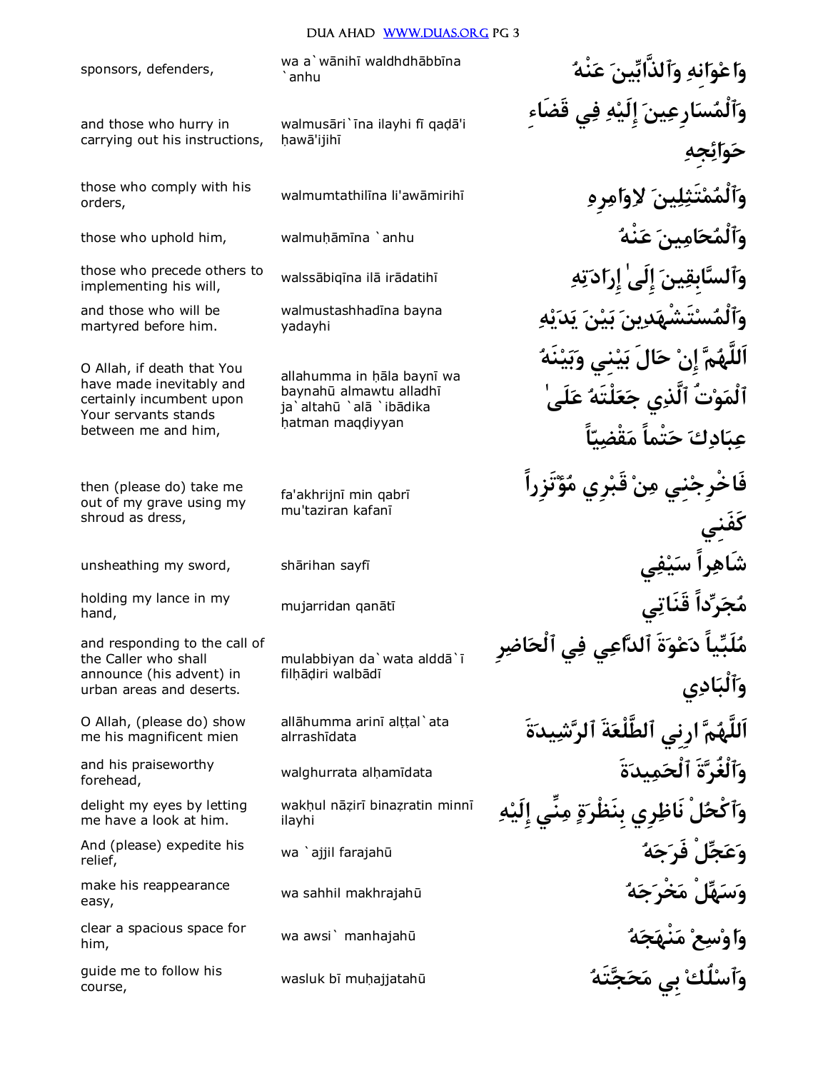| English | Transliteration | Arabic |
| --- | --- | --- |
| sponsors, defenders, | wa a`wānihī waldhdhābbīna `anhu | وَاَعْوَانِهِ وَٱلذَّابِّينَ عَنْهُ |
| and those who hurry in carrying out his instructions, | walmusāri`īna ilayhi fī qaḍā'i ḥawā'ijihī | وَٱلْمُسَارِعِينَ إِلَيْهِ فِي قَضَاءِ حَوَائِجِهِ |
| those who comply with his orders, | walmumtathilīna li'awāmirihī | وَٱلْمُمْتَثِلِينَ لاِوَامِرِهِ |
| those who uphold him, | walmuḥāmīna `anhu | وَٱلْمُحَامِينَ عَنْهُ |
| those who precede others to implementing his will, | walssābiqīna ilā irādatihī | وَٱلسَّابِقِينَ إِلَىٰ إِرَادَتِهِ |
| and those who will be martyred before him. | walmustashhadīna bayna yadayhi | وَٱلْمُسْتَشْهَدِينَ بَيْنَ يَدَيْهِ |
| O Allah, if death that You have made inevitably and certainly incumbent upon Your servants stands between me and him, | allahumma in ḥāla baynī wa baynahū almawtu alladhī ja`altahū `alā `ibādika ḥatman maqḍiyyan | اَللَّهُمَّ إِنْ حَالَ بَيْنِي وَبَيْنَهُ ٱلْمَوْتُ ٱلَّذِي جَعَلْتَهُ عَلَىٰ عِبَادِكَ حَتْماً مَقْضِيّاً |
| then (please do) take me out of my grave using my shroud as dress, | fa'akhrijnī min qabrī mu'taziran kafanī | فَاخْرِجْنِي مِنْ قَبْرِي مُؤْتَزِراً كَفَنِي |
| unsheathing my sword, | shārihan sayfī | شَاهِراً سَيْفِي |
| holding my lance in my hand, | mujarridan qanātī | مُجَرِّداً قَنَاتِي |
| and responding to the call of the Caller who shall announce (his advent) in urban areas and deserts. | mulabbiyan da`wata alddā`ī filḥāḍiri walbādī | مُلَبِّياً دَعْوَةَ ٱلدَّاعِي فِي ٱلْحَاضِرِ وَٱلْبَادِي |
| O Allah, (please do) show me his magnificent mien | allāhumma arinī alṭṭal`ata alrrashīdata | اَللَّهُمَّ ارِنِي ٱلطَّلْعَةَ ٱلرَّشِيدَةَ |
| and his praiseworthy forehead, | walghurrata alḥamīdata | وَٱلْغُرَّةَ ٱلْحَمِيدَةَ |
| delight my eyes by letting me have a look at him. | wakḥul nāẓirī binaẓratin minnī ilayhi | وَٱكْحُلْ نَاظِرِي بِنَظْرَةٍ مِنِّي إِلَيْهِ |
| And (please) expedite his relief, | wa `ajjil farajahū | وَعَجِّلْ فَرَجَهُ |
| make his reappearance easy, | wa sahhil makhrajahū | وَسَهِّلْ مَخْرَجَهُ |
| clear a spacious space for him, | wa awsi` manhajahū | وَاوْسِعْ مَنْهَجَهُ |
| guide me to follow his course, | wasluk bī muḥajjatahū | وَٱسْلُكْ بِي مَحَجَّتَهُ |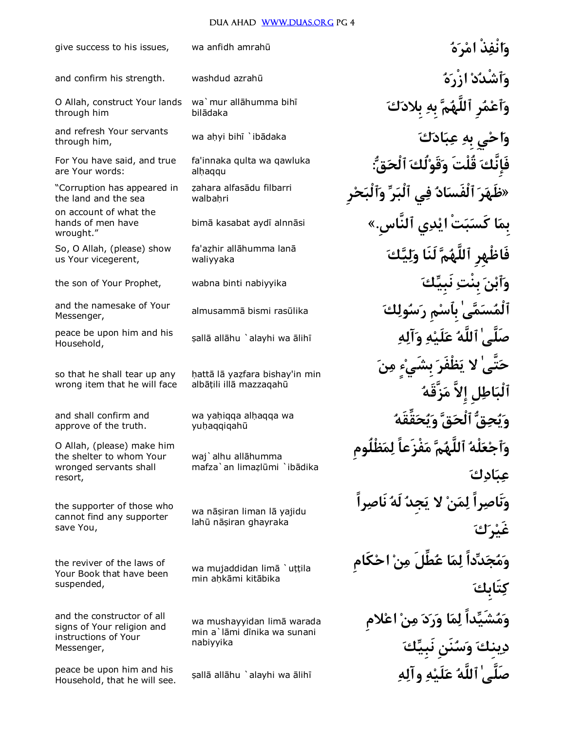| English | Transliteration | Arabic |
|---|---|---|
| give success to his issues, | wa anfidh amrahū | وَانْفِذْ امْرَهُ |
| and confirm his strength. | washdud azrahū | وَٱشْدُدْ ازْرَهُ |
| O Allah, construct Your lands through him | wa`mur allāhumma bihī bilādaka | وَٱعْمُرِ ٱللَّهُمَّ بِهِ بِلادَكَ |
| and refresh Your servants through him, | wa aḥyi bihī `ibādaka | وَاحْيِ بِهِ عِبَادَكَ |
| For You have said, and true are Your words: | fa'innaka qulta wa qawluka alḥaqqu | فَإِنَّكَ قُلْتَ وَقَوْلُكَ ٱلْحَقُّ: |
| "Corruption has appeared in the land and the sea | ẓahara alfasādu filbarri walbaḥri | «ظَهَرَ ٱلْفَسَادُ فِي ٱلْبَرِّ وَٱلْبَحْرِ |
| on account of what the hands of men have wrought." | bimā kasabat aydī alnnāsi | بِمَا كَسَبَتْ ايْدِي ٱلنَّاسِ.» |
| So, O Allah, (please) show us Your vicegerent, | fa'aẓhir allāhumma lanā waliyyaka | فَاظْهِرِ ٱللَّهُمَّ لَنَا وَلِيَّكَ |
| the son of Your Prophet, | wabna binti nabiyyika | وَٱبْنَ بِنْتِ نَبِيِّكَ |
| and the namesake of Your Messenger, | almusammā bismi rasūlika | ٱلْمُسَمَّىٰ بِٱسْمِ رَسُولِكَ |
| peace be upon him and his Household, | ṣallā allāhu `alayhi wa ālihī | صَلَّىٰ ٱللَّهُ عَلَيْهِ وَآلِهِ |
| so that he shall tear up any wrong item that he will face | ḥattā lā yaẓfara bishay'in min albāṭili illā mazzaqahū | حَتَّىٰ لا يَظْفَرَ بِشَيْءٍ مِنَ ٱلْبَاطِلِ إِلاَّ مَزَّقَهُ |
| and shall confirm and approve of the truth. | wa yaḥiqqa alḥaqqa wa yuḥaqqiqahū | وَيُحِقَّ ٱلْحَقَّ وَيُحَقِّقَهُ |
| O Allah, (please) make him the shelter to whom Your wronged servants shall resort, | waj`alhu allāhumma mafza`an limaẓlūmi `ibādika | وَٱجْعَلْهُ ٱللَّهُمَّ مَفْزَعاً لِمَظْلُومِ عِبَادِكَ |
| the supporter of those who cannot find any supporter save You, | wa nāṣiran liman lā yajidu lahū nāṣiran ghayraka | وَنَاصِراً لِمَنْ لا يَجِدُ لَهُ نَاصِراً غَيْرَكَ |
| the reviver of the laws of Your Book that have been suspended, | wa mujaddidan limā `uṭṭila min aḥkāmi kitābika | وَمُجَدِّداً لِمَا عُطِّلَ مِنْ احْكَامِ كِتَابِكَ |
| and the constructor of all signs of Your religion and instructions of Your Messenger, | wa mushayyidan limā warada min a`lāmi dīnika wa sunani nabiyyika | وَمُشَيِّداً لِمَا وَرَدَ مِنْ اعْلامِ دِينِكَ وَسُنَنِ نَبِيِّكَ |
| peace be upon him and his Household, that he will see. | ṣallā allāhu `alayhi wa ālihī | صَلَّىٰ ٱللَّهُ عَلَيْهِ وآلِهِ |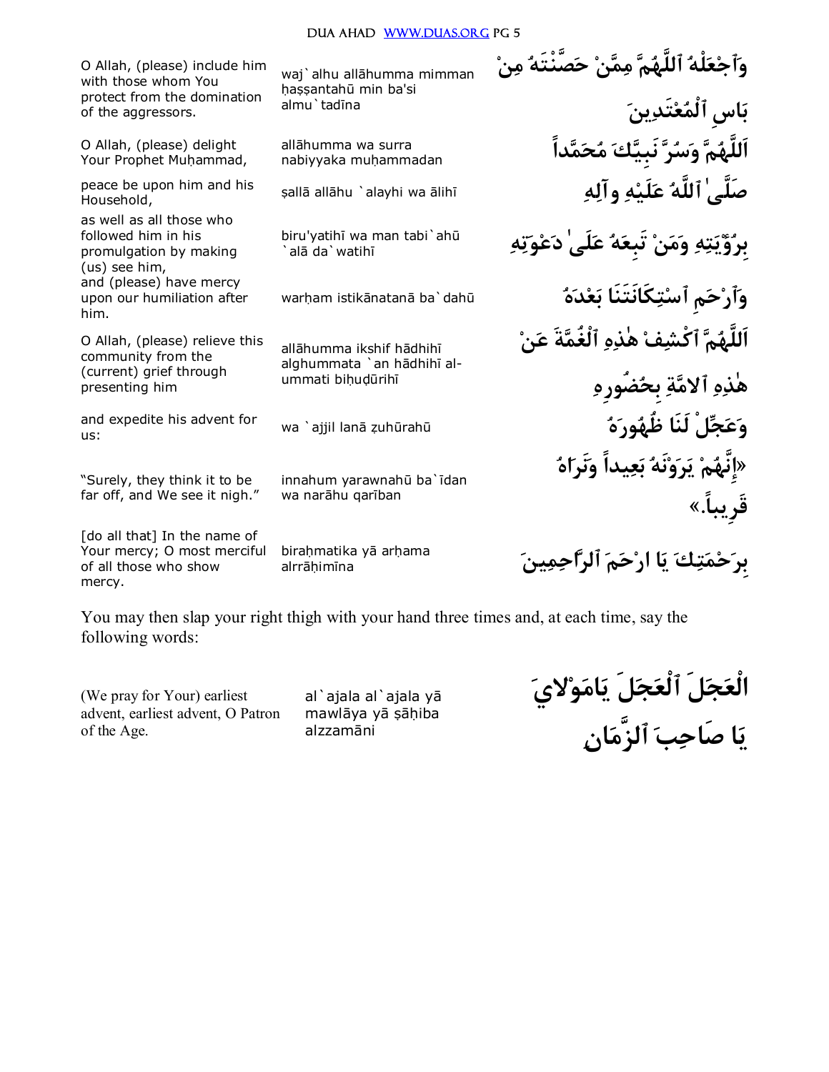| | | |
|---|---|---|
| O Allah, (please) include him with those whom You protect from the domination of the aggressors. | waj`alhu allāhumma mimman ḥaṣṣantahū min ba'si almu`tadīna | وَٱجْعَلْهُ ٱللَّهُمَّ مِمَّنْ حَصَّنْتَهُ مِنْ بَاسِ ٱلْمُعْتَدِينَ |
| O Allah, (please) delight Your Prophet Muḥammad, | allāhumma wa surra nabiyyaka muḥammadan | اَللَّهُمَّ وَسُرَّ نَبِيَّكَ مُحَمَّداً |
| peace be upon him and his Household, | ṣallā allāhu `alayhi wa ālihī | صَلَّىٰ ٱللَّهُ عَلَيْهِ وآلِهِ |
| as well as all those who followed him in his promulgation by making (us) see him, | biru'yatihī wa man tabi`ahū `alā da`watihī | بِرُؤْيَتِهِ وَمَنْ تَبِعَهُ عَلَىٰ دَعْوَتِهِ |
| and (please) have mercy upon our humiliation after him. | warḥam istikānatanā ba`dahū | وَٱرْحَمِ ٱسْتِكَانَتَنَا بَعْدَهُ |
| O Allah, (please) relieve this community from the (current) grief through presenting him | allāhumma ikshif hādhihī alghummata `an hādhihī al-ummati biḥuḍūrihī | اَللَّهُمَّ ٱكْشِفْ هٰذِهِ ٱلْغُمَّةَ عَنْ هٰذِهِ ٱلامَّةِ بِحُضُورِهِ |
| and expedite his advent for us: | wa `ajjil lanā ẓuhūrahū | وَعَجِّلْ لَنَا ظُهُورَهُ |
| "Surely, they think it to be far off, and We see it nigh." | innahum yarawnahū ba`īdan wa narāhu qarīban | «إِنَّهُمْ يَرَوْنَهُ بَعِيداً وَنَرَاهُ قَرِيباً.» |
| [do all that] In the name of Your mercy; O most merciful of all those who show mercy. | biraḥmatika yā arḥama alrrāḥimīna | بِرَحْمَتِكَ يَا ارْحَمَ ٱلرَّاحِمِينَ |

You may then slap your right thigh with your hand three times and, at each time, say the following words:

| | | |
|---|---|---|
| (We pray for Your) earliest advent, earliest advent, O Patron of the Age. | al`ajala al`ajala yā mawlāya yā ṣāḥiba alzzamāni | الْعَجَلَ ٱلْعَجَلَ يَامَوْلايَ يَا صَاحِبَ ٱلزَّمَانِ |